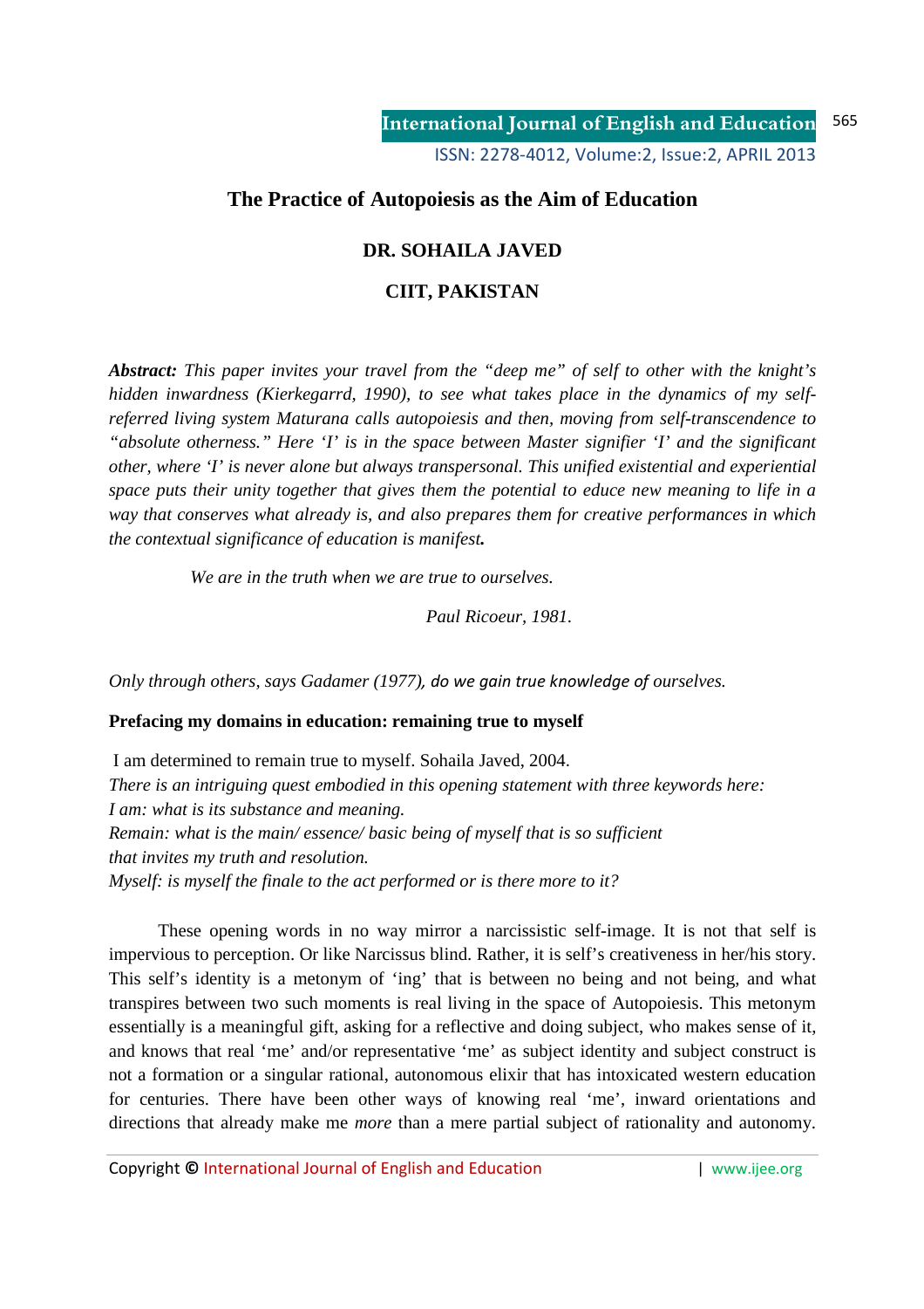# The Practice of Autopoiesis as the Aim of Education

**DR. SOHAILA JAVED**

**CIIT, PAKISTAN**

***Abstract:*** *This paper invites your travel from the "deep me" of self to other with the knight's hidden inwardness (Kierkegarrd, 1990), to see what takes place in the dynamics of my self-referred living system Maturana calls autopoiesis and then, moving from self-transcendence to "absolute otherness." Here 'I' is in the space between Master signifier 'I' and the significant other, where 'I' is never alone but always transpersonal. This unified existential and experiential space puts their unity together that gives them the potential to educe new meaning to life in a way that conserves what already is, and also prepares them for creative performances in which the contextual significance of education is manifest.*

*We are in the truth when we are true to ourselves.*

*Paul Ricoeur, 1981.*

*Only through others, says Gadamer (1977), do we gain true knowledge of ourselves.*

## Prefacing my domains in education: remaining true to myself

I am determined to remain true to myself. Sohaila Javed, 2004.

*There is an intriguing quest embodied in this opening statement with three keywords here:*
*I am: what is its substance and meaning.*
*Remain: what is the main/ essence/ basic being of myself that is so sufficient that invites my truth and resolution.*
*Myself: is myself the finale to the act performed or is there more to it?*

These opening words in no way mirror a narcissistic self-image. It is not that self is impervious to perception. Or like Narcissus blind. Rather, it is self's creativeness in her/his story. This self's identity is a metonym of 'ing' that is between no being and not being, and what transpires between two such moments is real living in the space of Autopoiesis. This metonym essentially is a meaningful gift, asking for a reflective and doing subject, who makes sense of it, and knows that real 'me' and/or representative 'me' as subject identity and subject construct is not a formation or a singular rational, autonomous elixir that has intoxicated western education for centuries. There have been other ways of knowing real 'me', inward orientations and directions that already make me *more* than a mere partial subject of rationality and autonomy.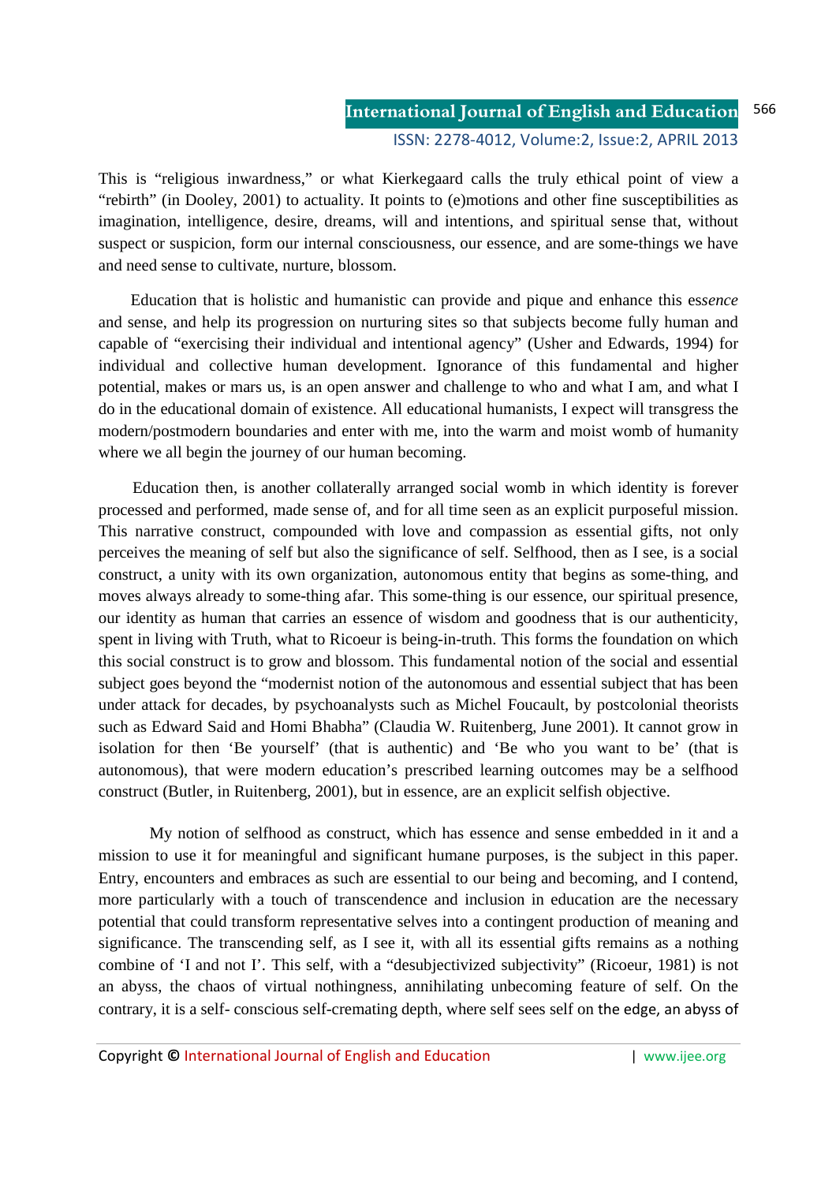This is "religious inwardness," or what Kierkegaard calls the truly ethical point of view a "rebirth" (in Dooley, 2001) to actuality. It points to (e)motions and other fine susceptibilities as imagination, intelligence, desire, dreams, will and intentions, and spiritual sense that, without suspect or suspicion, form our internal consciousness, our essence, and are some-things we have and need sense to cultivate, nurture, blossom.

Education that is holistic and humanistic can provide and pique and enhance this es*sence* and sense, and help its progression on nurturing sites so that subjects become fully human and capable of "exercising their individual and intentional agency" (Usher and Edwards, 1994) for individual and collective human development. Ignorance of this fundamental and higher potential, makes or mars us, is an open answer and challenge to who and what I am, and what I do in the educational domain of existence. All educational humanists, I expect will transgress the modern/postmodern boundaries and enter with me, into the warm and moist womb of humanity where we all begin the journey of our human becoming.

Education then, is another collaterally arranged social womb in which identity is forever processed and performed, made sense of, and for all time seen as an explicit purposeful mission. This narrative construct, compounded with love and compassion as essential gifts, not only perceives the meaning of self but also the significance of self. Selfhood, then as I see, is a social construct, a unity with its own organization, autonomous entity that begins as some-thing, and moves always already to some-thing afar. This some-thing is our essence, our spiritual presence, our identity as human that carries an essence of wisdom and goodness that is our authenticity, spent in living with Truth, what to Ricoeur is being-in-truth. This forms the foundation on which this social construct is to grow and blossom. This fundamental notion of the social and essential subject goes beyond the "modernist notion of the autonomous and essential subject that has been under attack for decades, by psychoanalysts such as Michel Foucault, by postcolonial theorists such as Edward Said and Homi Bhabha" (Claudia W. Ruitenberg, June 2001). It cannot grow in isolation for then 'Be yourself' (that is authentic) and 'Be who you want to be' (that is autonomous), that were modern education's prescribed learning outcomes may be a selfhood construct (Butler, in Ruitenberg, 2001), but in essence, are an explicit selfish objective.

My notion of selfhood as construct, which has essence and sense embedded in it and a mission to use it for meaningful and significant humane purposes, is the subject in this paper. Entry, encounters and embraces as such are essential to our being and becoming, and I contend, more particularly with a touch of transcendence and inclusion in education are the necessary potential that could transform representative selves into a contingent production of meaning and significance. The transcending self, as I see it, with all its essential gifts remains as a nothing combine of 'I and not I'. This self, with a "desubjectivized subjectivity" (Ricoeur, 1981) is not an abyss, the chaos of virtual nothingness, annihilating unbecoming feature of self. On the contrary, it is a self- conscious self-cremating depth, where self sees self on the edge, an abyss of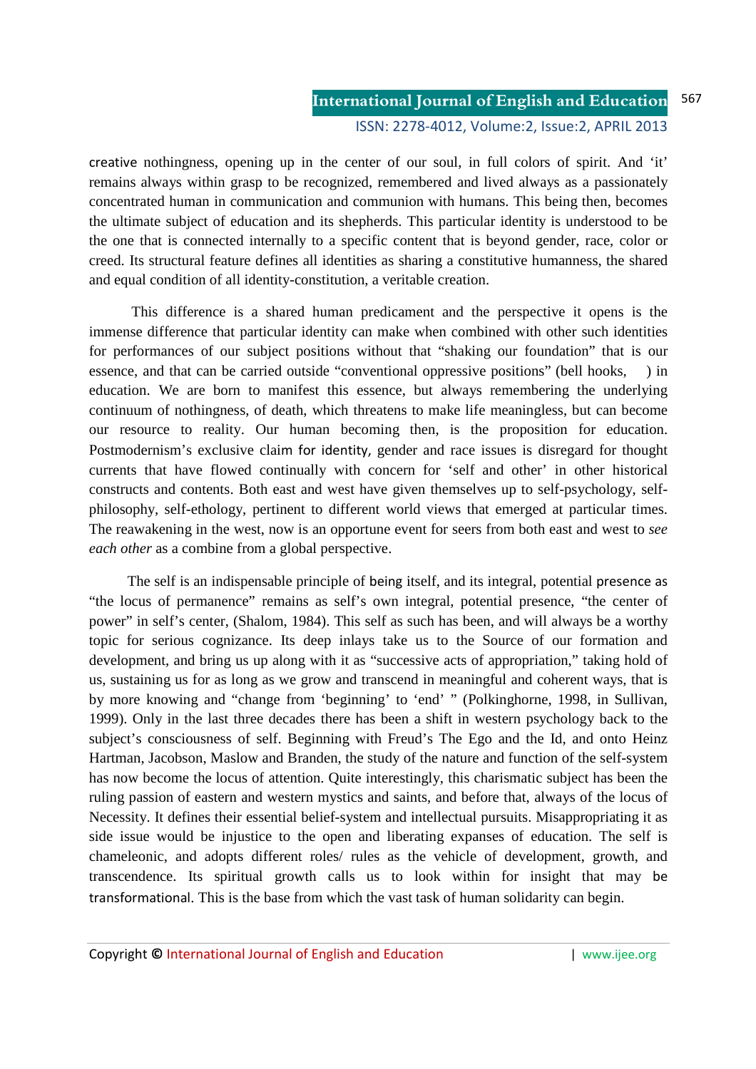creative nothingness, opening up in the center of our soul, in full colors of spirit. And 'it' remains always within grasp to be recognized, remembered and lived always as a passionately concentrated human in communication and communion with humans. This being then, becomes the ultimate subject of education and its shepherds. This particular identity is understood to be the one that is connected internally to a specific content that is beyond gender, race, color or creed. Its structural feature defines all identities as sharing a constitutive humanness, the shared and equal condition of all identity-constitution, a veritable creation.

This difference is a shared human predicament and the perspective it opens is the immense difference that particular identity can make when combined with other such identities for performances of our subject positions without that "shaking our foundation" that is our essence, and that can be carried outside "conventional oppressive positions" (bell hooks, ) in education. We are born to manifest this essence, but always remembering the underlying continuum of nothingness, of death, which threatens to make life meaningless, but can become our resource to reality. Our human becoming then, is the proposition for education. Postmodernism's exclusive claim for identity, gender and race issues is disregard for thought currents that have flowed continually with concern for 'self and other' in other historical constructs and contents. Both east and west have given themselves up to self-psychology, self-philosophy, self-ethology, pertinent to different world views that emerged at particular times. The reawakening in the west, now is an opportune event for seers from both east and west to *see each other* as a combine from a global perspective.

The self is an indispensable principle of being itself, and its integral, potential presence as "the locus of permanence" remains as self's own integral, potential presence, "the center of power" in self's center, (Shalom, 1984). This self as such has been, and will always be a worthy topic for serious cognizance. Its deep inlays take us to the Source of our formation and development, and bring us up along with it as "successive acts of appropriation," taking hold of us, sustaining us for as long as we grow and transcend in meaningful and coherent ways, that is by more knowing and "change from 'beginning' to 'end' " (Polkinghorne, 1998, in Sullivan, 1999). Only in the last three decades there has been a shift in western psychology back to the subject's consciousness of self. Beginning with Freud's The Ego and the Id, and onto Heinz Hartman, Jacobson, Maslow and Branden, the study of the nature and function of the self-system has now become the locus of attention. Quite interestingly, this charismatic subject has been the ruling passion of eastern and western mystics and saints, and before that, always of the locus of Necessity. It defines their essential belief-system and intellectual pursuits. Misappropriating it as side issue would be injustice to the open and liberating expanses of education. The self is chameleonic, and adopts different roles/ rules as the vehicle of development, growth, and transcendence. Its spiritual growth calls us to look within for insight that may be transformational. This is the base from which the vast task of human solidarity can begin.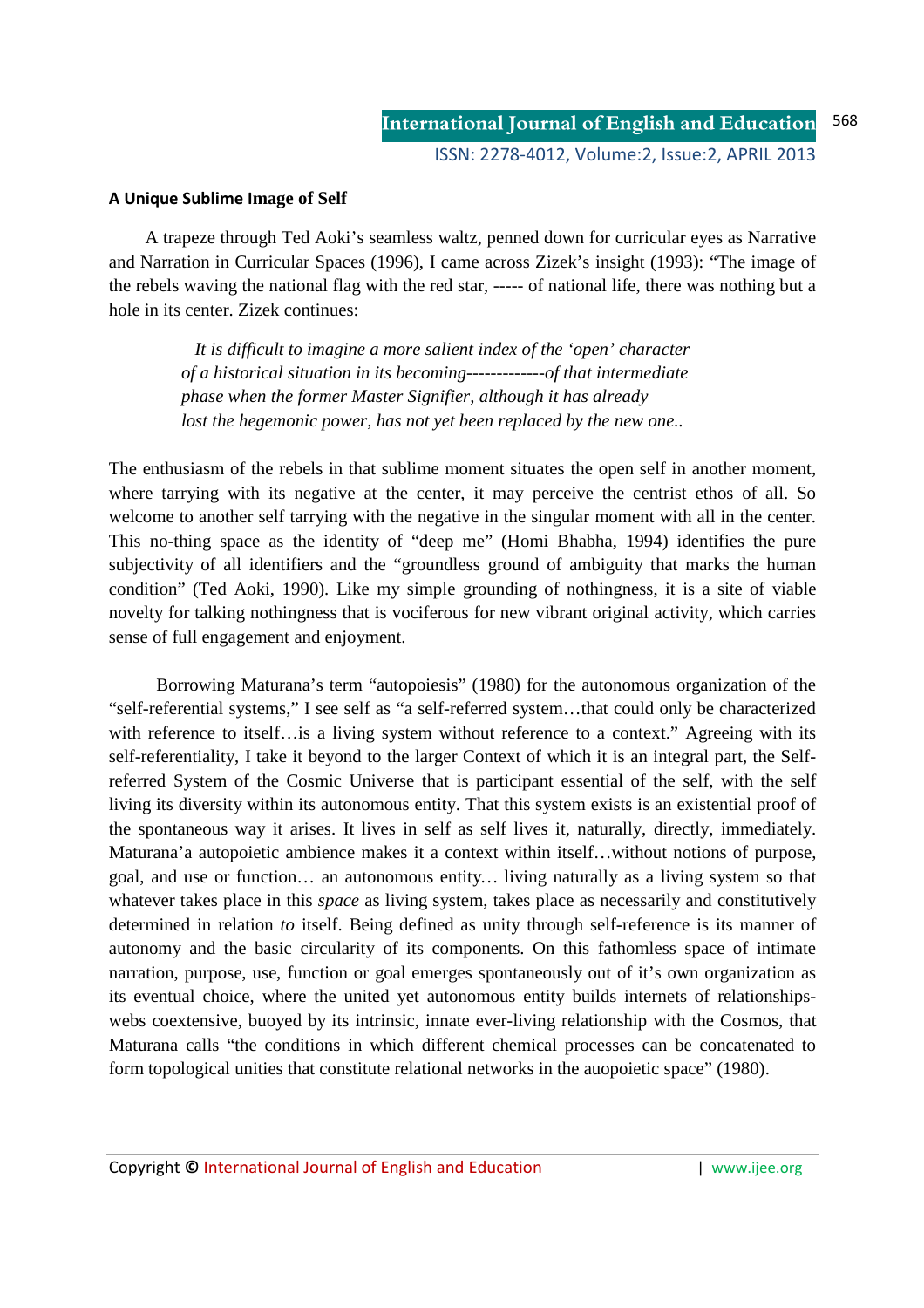**A Unique Sublime Image of Self**

A trapeze through Ted Aoki's seamless waltz, penned down for curricular eyes as Narrative and Narration in Curricular Spaces (1996), I came across Zizek's insight (1993): "The image of the rebels waving the national flag with the red star, ----- of national life, there was nothing but a hole in its center. Zizek continues:

> *It is difficult to imagine a more salient index of the 'open' character of a historical situation in its becoming-------------of that intermediate phase when the former Master Signifier, although it has already lost the hegemonic power, has not yet been replaced by the new one..*

The enthusiasm of the rebels in that sublime moment situates the open self in another moment, where tarrying with its negative at the center, it may perceive the centrist ethos of all. So welcome to another self tarrying with the negative in the singular moment with all in the center. This no-thing space as the identity of "deep me" (Homi Bhabha, 1994) identifies the pure subjectivity of all identifiers and the "groundless ground of ambiguity that marks the human condition" (Ted Aoki, 1990). Like my simple grounding of nothingness, it is a site of viable novelty for talking nothingness that is vociferous for new vibrant original activity, which carries sense of full engagement and enjoyment.

Borrowing Maturana's term "autopoiesis" (1980) for the autonomous organization of the "self-referential systems," I see self as "a self-referred system…that could only be characterized with reference to itself…is a living system without reference to a context." Agreeing with its self-referentiality, I take it beyond to the larger Context of which it is an integral part, the Self-referred System of the Cosmic Universe that is participant essential of the self, with the self living its diversity within its autonomous entity. That this system exists is an existential proof of the spontaneous way it arises. It lives in self as self lives it, naturally, directly, immediately. Maturana'a autopoietic ambience makes it a context within itself…without notions of purpose, goal, and use or function… an autonomous entity… living naturally as a living system so that whatever takes place in this *space* as living system, takes place as necessarily and constitutively determined in relation *to* itself. Being defined as unity through self-reference is its manner of autonomy and the basic circularity of its components. On this fathomless space of intimate narration, purpose, use, function or goal emerges spontaneously out of it's own organization as its eventual choice, where the united yet autonomous entity builds internets of relationships-webs coextensive, buoyed by its intrinsic, innate ever-living relationship with the Cosmos, that Maturana calls "the conditions in which different chemical processes can be concatenated to form topological unities that constitute relational networks in the auopoietic space" (1980).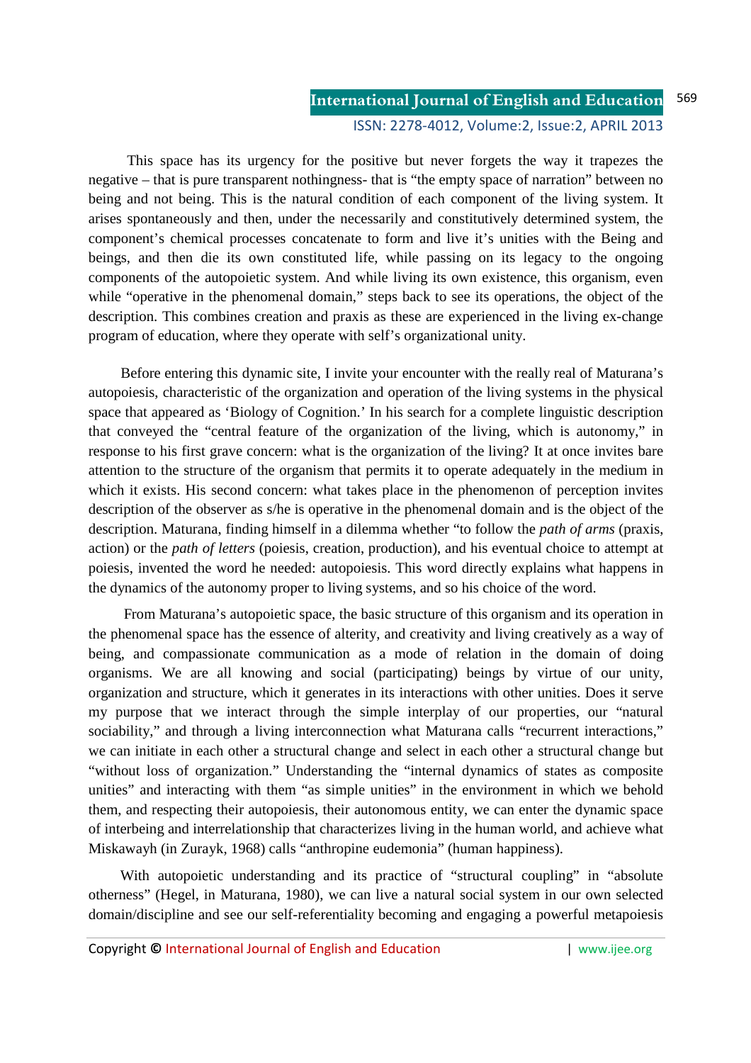This space has its urgency for the positive but never forgets the way it trapezes the negative – that is pure transparent nothingness- that is "the empty space of narration" between no being and not being. This is the natural condition of each component of the living system. It arises spontaneously and then, under the necessarily and constitutively determined system, the component's chemical processes concatenate to form and live it's unities with the Being and beings, and then die its own constituted life, while passing on its legacy to the ongoing components of the autopoietic system. And while living its own existence, this organism, even while "operative in the phenomenal domain," steps back to see its operations, the object of the description. This combines creation and praxis as these are experienced in the living ex-change program of education, where they operate with self's organizational unity.

Before entering this dynamic site, I invite your encounter with the really real of Maturana's autopoiesis, characteristic of the organization and operation of the living systems in the physical space that appeared as 'Biology of Cognition.' In his search for a complete linguistic description that conveyed the "central feature of the organization of the living, which is autonomy," in response to his first grave concern: what is the organization of the living? It at once invites bare attention to the structure of the organism that permits it to operate adequately in the medium in which it exists. His second concern: what takes place in the phenomenon of perception invites description of the observer as s/he is operative in the phenomenal domain and is the object of the description. Maturana, finding himself in a dilemma whether "to follow the *path of arms* (praxis, action) or the *path of letters* (poiesis, creation, production), and his eventual choice to attempt at poiesis, invented the word he needed: autopoiesis. This word directly explains what happens in the dynamics of the autonomy proper to living systems, and so his choice of the word.

From Maturana's autopoietic space, the basic structure of this organism and its operation in the phenomenal space has the essence of alterity, and creativity and living creatively as a way of being, and compassionate communication as a mode of relation in the domain of doing organisms. We are all knowing and social (participating) beings by virtue of our unity, organization and structure, which it generates in its interactions with other unities. Does it serve my purpose that we interact through the simple interplay of our properties, our "natural sociability," and through a living interconnection what Maturana calls "recurrent interactions," we can initiate in each other a structural change and select in each other a structural change but "without loss of organization." Understanding the "internal dynamics of states as composite unities" and interacting with them "as simple unities" in the environment in which we behold them, and respecting their autopoiesis, their autonomous entity, we can enter the dynamic space of interbeing and interrelationship that characterizes living in the human world, and achieve what Miskawayh (in Zurayk, 1968) calls "anthropine eudemonia" (human happiness).

With autopoietic understanding and its practice of "structural coupling" in "absolute otherness" (Hegel, in Maturana, 1980), we can live a natural social system in our own selected domain/discipline and see our self-referentiality becoming and engaging a powerful metapoiesis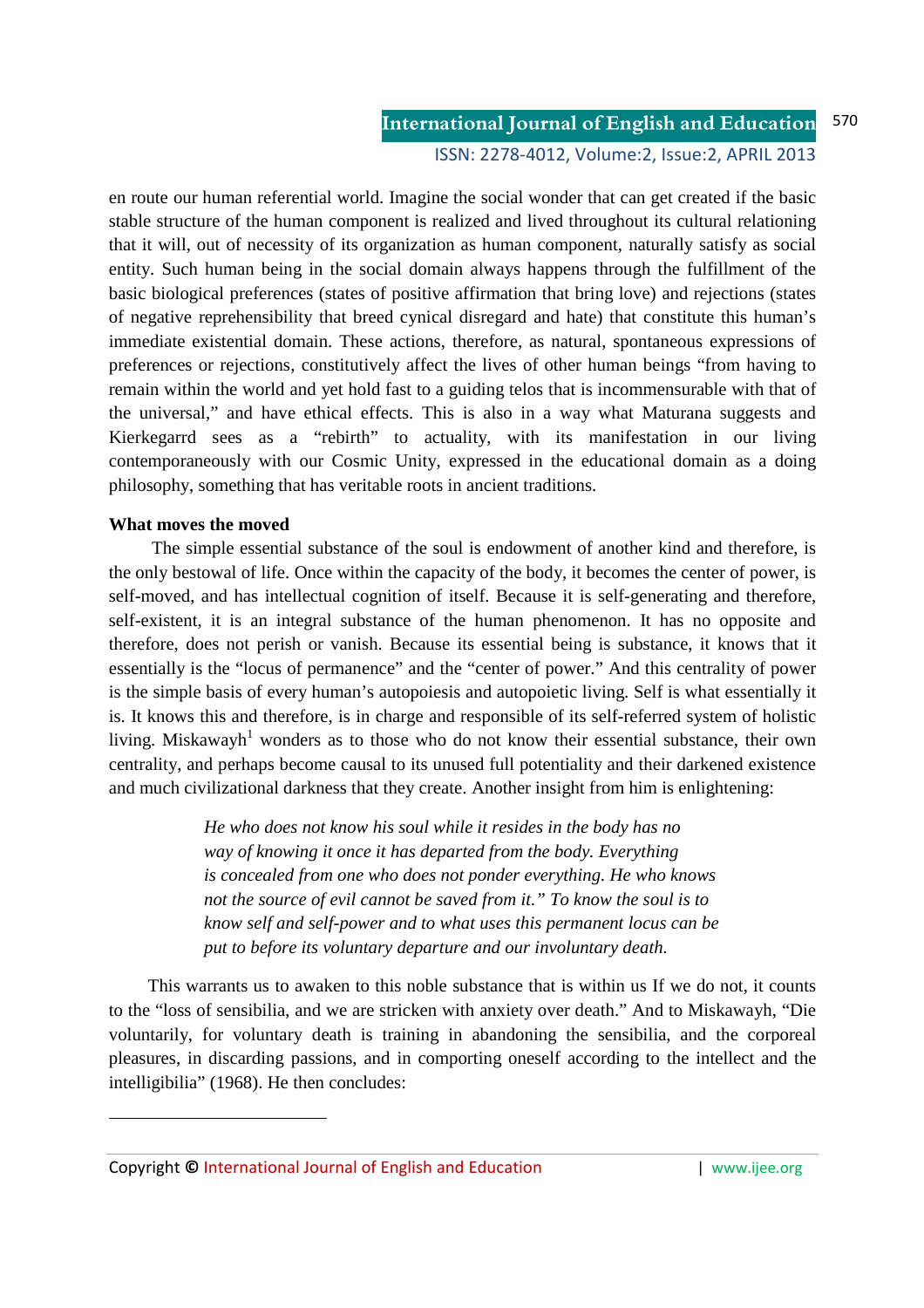en route our human referential world. Imagine the social wonder that can get created if the basic stable structure of the human component is realized and lived throughout its cultural relationing that it will, out of necessity of its organization as human component, naturally satisfy as social entity. Such human being in the social domain always happens through the fulfillment of the basic biological preferences (states of positive affirmation that bring love) and rejections (states of negative reprehensibility that breed cynical disregard and hate) that constitute this human's immediate existential domain. These actions, therefore, as natural, spontaneous expressions of preferences or rejections, constitutively affect the lives of other human beings "from having to remain within the world and yet hold fast to a guiding telos that is incommensurable with that of the universal," and have ethical effects. This is also in a way what Maturana suggests and Kierkegarrd sees as a "rebirth" to actuality, with its manifestation in our living contemporaneously with our Cosmic Unity, expressed in the educational domain as a doing philosophy, something that has veritable roots in ancient traditions.

**What moves the moved**

The simple essential substance of the soul is endowment of another kind and therefore, is the only bestowal of life. Once within the capacity of the body, it becomes the center of power, is self-moved, and has intellectual cognition of itself. Because it is self-generating and therefore, self-existent, it is an integral substance of the human phenomenon. It has no opposite and therefore, does not perish or vanish. Because its essential being is substance, it knows that it essentially is the "locus of permanence" and the "center of power." And this centrality of power is the simple basis of every human's autopoiesis and autopoietic living. Self is what essentially it is. It knows this and therefore, is in charge and responsible of its self-referred system of holistic living. Miskawayh[1] wonders as to those who do not know their essential substance, their own centrality, and perhaps become causal to its unused full potentiality and their darkened existence and much civilizational darkness that they create. Another insight from him is enlightening:

> *He who does not know his soul while it resides in the body has no way of knowing it once it has departed from the body. Everything is concealed from one who does not ponder everything. He who knows not the source of evil cannot be saved from it." To know the soul is to know self and self-power and to what uses this permanent locus can be put to before its voluntary departure and our involuntary death.*

This warrants us to awaken to this noble substance that is within us If we do not, it counts to the "loss of sensibilia, and we are stricken with anxiety over death." And to Miskawayh, "Die voluntarily, for voluntary death is training in abandoning the sensibilia, and the corporeal pleasures, in discarding passions, and in comporting oneself according to the intellect and the intelligibilia" (1968). He then concludes: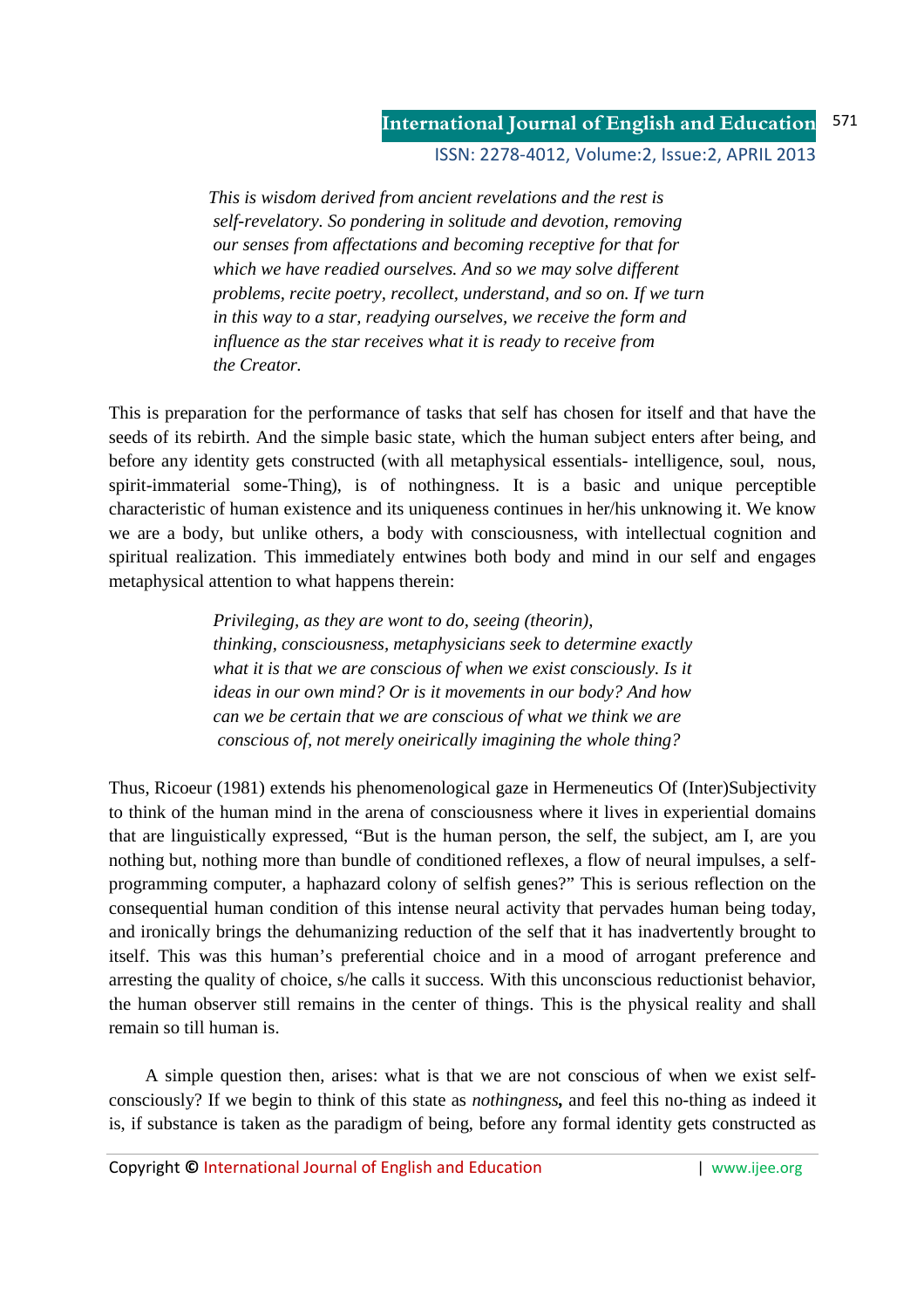> *This is wisdom derived from ancient revelations and the rest is self-revelatory. So pondering in solitude and devotion, removing our senses from affectations and becoming receptive for that for which we have readied ourselves. And so we may solve different problems, recite poetry, recollect, understand, and so on. If we turn in this way to a star, readying ourselves, we receive the form and influence as the star receives what it is ready to receive from the Creator.*

This is preparation for the performance of tasks that self has chosen for itself and that have the seeds of its rebirth. And the simple basic state, which the human subject enters after being, and before any identity gets constructed (with all metaphysical essentials- intelligence, soul, nous, spirit-immaterial some-Thing), is of nothingness. It is a basic and unique perceptible characteristic of human existence and its uniqueness continues in her/his unknowing it. We know we are a body, but unlike others, a body with consciousness, with intellectual cognition and spiritual realization. This immediately entwines both body and mind in our self and engages metaphysical attention to what happens therein:

> *Privileging, as they are wont to do, seeing (theorin), thinking, consciousness, metaphysicians seek to determine exactly what it is that we are conscious of when we exist consciously. Is it ideas in our own mind? Or is it movements in our body? And how can we be certain that we are conscious of what we think we are conscious of, not merely oneirically imagining the whole thing?*

Thus, Ricoeur (1981) extends his phenomenological gaze in Hermeneutics Of (Inter)Subjectivity to think of the human mind in the arena of consciousness where it lives in experiential domains that are linguistically expressed, "But is the human person, the self, the subject, am I, are you nothing but, nothing more than bundle of conditioned reflexes, a flow of neural impulses, a self-programming computer, a haphazard colony of selfish genes?" This is serious reflection on the consequential human condition of this intense neural activity that pervades human being today, and ironically brings the dehumanizing reduction of the self that it has inadvertently brought to itself. This was this human's preferential choice and in a mood of arrogant preference and arresting the quality of choice, s/he calls it success. With this unconscious reductionist behavior, the human observer still remains in the center of things. This is the physical reality and shall remain so till human is.

A simple question then, arises: what is that we are not conscious of when we exist self-consciously? If we begin to think of this state as *nothingness***,** and feel this no-thing as indeed it is, if substance is taken as the paradigm of being, before any formal identity gets constructed as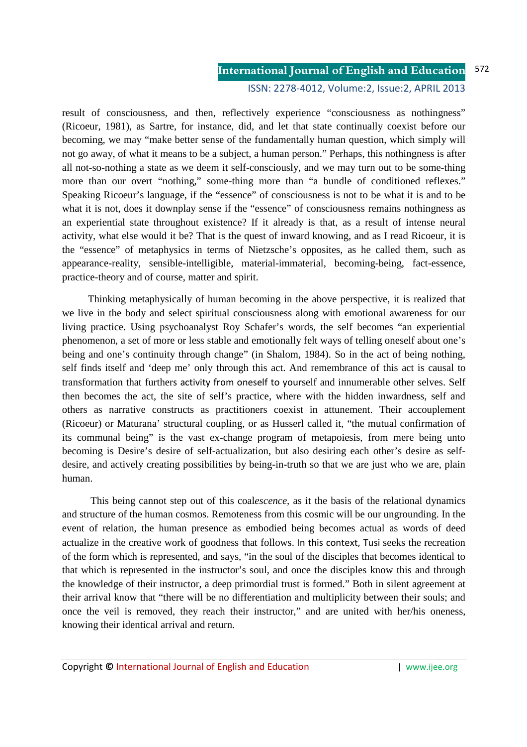result of consciousness, and then, reflectively experience "consciousness as nothingness" (Ricoeur, 1981), as Sartre, for instance, did, and let that state continually coexist before our becoming, we may "make better sense of the fundamentally human question, which simply will not go away, of what it means to be a subject, a human person." Perhaps, this nothingness is after all not-so-nothing a state as we deem it self-consciously, and we may turn out to be some-thing more than our overt "nothing," some-thing more than "a bundle of conditioned reflexes." Speaking Ricoeur's language, if the "essence" of consciousness is not to be what it is and to be what it is not, does it downplay sense if the "essence" of consciousness remains nothingness as an experiential state throughout existence? If it already is that, as a result of intense neural activity, what else would it be? That is the quest of inward knowing, and as I read Ricoeur, it is the "essence" of metaphysics in terms of Nietzsche's opposites, as he called them, such as appearance-reality, sensible-intelligible, material-immaterial, becoming-being, fact-essence, practice-theory and of course, matter and spirit.

Thinking metaphysically of human becoming in the above perspective, it is realized that we live in the body and select spiritual consciousness along with emotional awareness for our living practice. Using psychoanalyst Roy Schafer's words, the self becomes "an experiential phenomenon, a set of more or less stable and emotionally felt ways of telling oneself about one's being and one's continuity through change" (in Shalom, 1984). So in the act of being nothing, self finds itself and 'deep me' only through this act. And remembrance of this act is causal to transformation that furthers activity from oneself to yourself and innumerable other selves. Self then becomes the act, the site of self's practice, where with the hidden inwardness, self and others as narrative constructs as practitioners coexist in attunement. Their accouplement (Ricoeur) or Maturana' structural coupling, or as Husserl called it, "the mutual confirmation of its communal being" is the vast ex-change program of metapoiesis, from mere being unto becoming is Desire's desire of self-actualization, but also desiring each other's desire as self-desire, and actively creating possibilities by being-in-truth so that we are just who we are, plain human.

This being cannot step out of this coal*escence,* as it the basis of the relational dynamics and structure of the human cosmos. Remoteness from this cosmic will be our ungrounding. In the event of relation, the human presence as embodied being becomes actual as words of deed actualize in the creative work of goodness that follows. In this context, Tusi seeks the recreation of the form which is represented, and says, "in the soul of the disciples that becomes identical to that which is represented in the instructor's soul, and once the disciples know this and through the knowledge of their instructor, a deep primordial trust is formed." Both in silent agreement at their arrival know that "there will be no differentiation and multiplicity between their souls; and once the veil is removed, they reach their instructor," and are united with her/his oneness, knowing their identical arrival and return.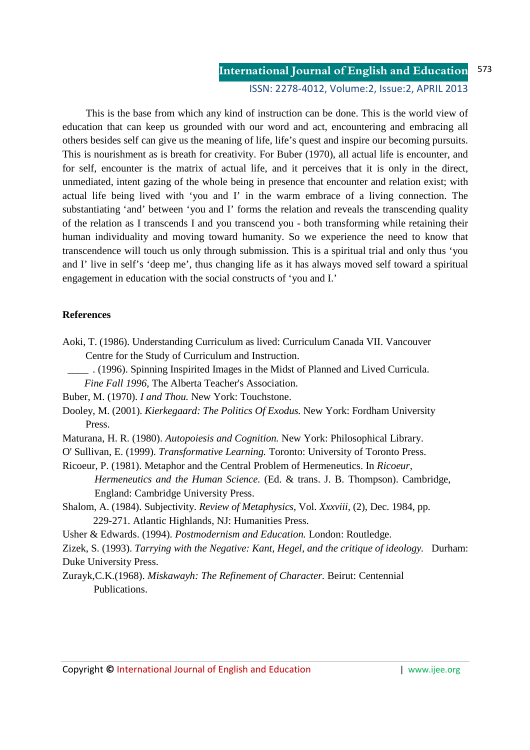This is the base from which any kind of instruction can be done. This is the world view of education that can keep us grounded with our word and act, encountering and embracing all others besides self can give us the meaning of life, life's quest and inspire our becoming pursuits. This is nourishment as is breath for creativity. For Buber (1970), all actual life is encounter, and for self, encounter is the matrix of actual life, and it perceives that it is only in the direct, unmediated, intent gazing of the whole being in presence that encounter and relation exist; with actual life being lived with 'you and I' in the warm embrace of a living connection. The substantiating 'and' between 'you and I' forms the relation and reveals the transcending quality of the relation as I transcends I and you transcend you - both transforming while retaining their human individuality and moving toward humanity. So we experience the need to know that transcendence will touch us only through submission. This is a spiritual trial and only thus 'you and I' live in self's 'deep me', thus changing life as it has always moved self toward a spiritual engagement in education with the social constructs of 'you and I.'

**References**

Aoki, T. (1986). Understanding Curriculum as lived: Curriculum Canada VII. Vancouver Centre for the Study of Curriculum and Instruction.

____ . (1996). Spinning Inspirited Images in the Midst of Planned and Lived Curricula. *Fine Fall 1996*, The Alberta Teacher's Association.

Buber, M. (1970). *I and Thou.* New York: Touchstone.

Dooley, M. (2001). *Kierkegaard: The Politics Of Exodus.* New York: Fordham University Press.

Maturana, H. R. (1980). *Autopoiesis and Cognition.* New York: Philosophical Library.

O' Sullivan, E. (1999). *Transformative Learning.* Toronto: University of Toronto Press.

Ricoeur, P. (1981). Metaphor and the Central Problem of Hermeneutics. In *Ricoeur, Hermeneutics and the Human Science.* (Ed. & trans. J. B. Thompson). Cambridge, England: Cambridge University Press.

Shalom, A. (1984). Subjectivity. *Review of Metaphysics*, Vol. *Xxxviii*, (2), Dec. 1984, pp. 229-271. Atlantic Highlands, NJ: Humanities Press.

Usher & Edwards. (1994). *Postmodernism and Education.* London: Routledge.

Zizek, S. (1993). *Tarrying with the Negative: Kant, Hegel, and the critique of ideology.* Durham: Duke University Press.

Zurayk,C.K.(1968). *Miskawayh: The Refinement of Character.* Beirut: Centennial Publications.